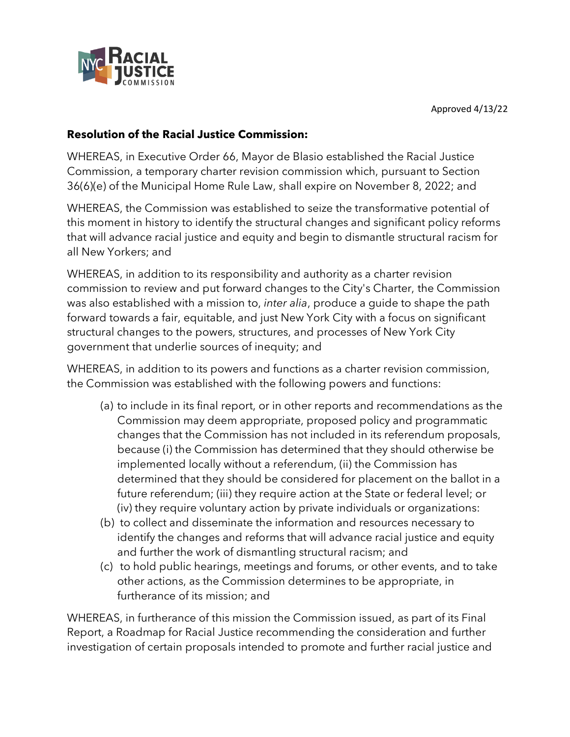Approved 4/13/22

**Resolution of the Racial Justice Commission:**

WHEREAS, in Executive Order 66, Mayor de Blasio established the Racial Justice Commission, a temporary charter revision commission which, pursuant to Section 36(6)(e) of the Municipal Home Rule Law, shall expire on November 8, 2022; and

WHEREAS, the Commission was established to seize the transformative potential of this moment in history to identify the structural changes and significant policy reforms that will advance racial justice and equity and begin to dismantle structural racism for all New Yorkers; and

WHEREAS, in addition to its responsibility and authority as a charter revision commission to review and put forward changes to the City's Charter, the Commission was also established with a mission to, *inter alia*, produce a guide to shape the path forward towards a fair, equitable, and just New York City with a focus on significant structural changes to the powers, structures, and processes of New York City government that underlie sources of inequity; and

WHEREAS, in addition to its powers and functions as a charter revision commission, the Commission was established with the following powers and functions:

(a) to include in its final report, or in other reports and recommendations as the Commission may deem appropriate, proposed policy and programmatic changes that the Commission has not included in its referendum proposals, because (i) the Commission has determined that they should otherwise be implemented locally without a referendum, (ii) the Commission has determined that they should be considered for placement on the ballot in a future referendum; (iii) they require action at the State or federal level; or (iv) they require voluntary action by private individuals or organizations:

(b) to collect and disseminate the information and resources necessary to identify the changes and reforms that will advance racial justice and equity and further the work of dismantling structural racism; and

(c) to hold public hearings, meetings and forums, or other events, and to take other actions, as the Commission determines to be appropriate, in furtherance of its mission; and

WHEREAS, in furtherance of this mission the Commission issued, as part of its Final Report, a Roadmap for Racial Justice recommending the consideration and further investigation of certain proposals intended to promote and further racial justice and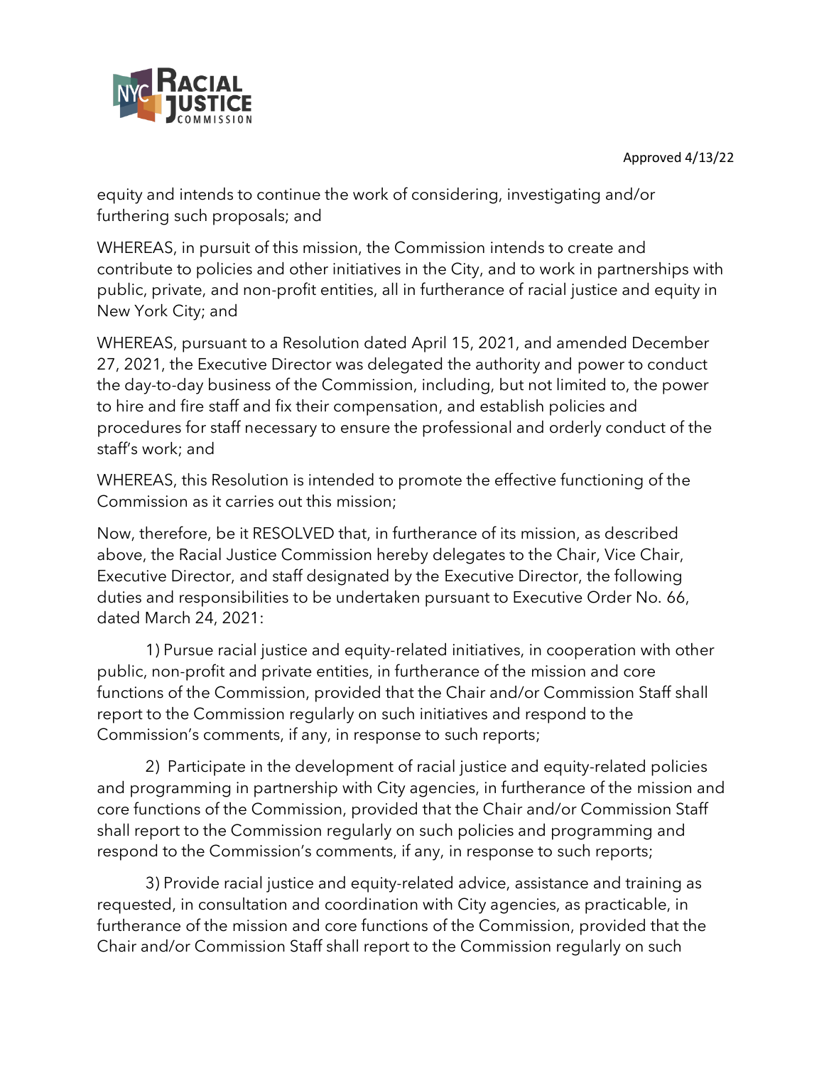equity and intends to continue the work of considering, investigating and/or furthering such proposals; and

WHEREAS, in pursuit of this mission, the Commission intends to create and contribute to policies and other initiatives in the City, and to work in partnerships with public, private, and non-profit entities, all in furtherance of racial justice and equity in New York City; and

WHEREAS, pursuant to a Resolution dated April 15, 2021, and amended December 27, 2021, the Executive Director was delegated the authority and power to conduct the day-to-day business of the Commission, including, but not limited to, the power to hire and fire staff and fix their compensation, and establish policies and procedures for staff necessary to ensure the professional and orderly conduct of the staff's work; and

WHEREAS, this Resolution is intended to promote the effective functioning of the Commission as it carries out this mission;

Now, therefore, be it RESOLVED that, in furtherance of its mission, as described above, the Racial Justice Commission hereby delegates to the Chair, Vice Chair, Executive Director, and staff designated by the Executive Director, the following duties and responsibilities to be undertaken pursuant to Executive Order No. 66, dated March 24, 2021:

1) Pursue racial justice and equity-related initiatives, in cooperation with other public, non-profit and private entities, in furtherance of the mission and core functions of the Commission, provided that the Chair and/or Commission Staff shall report to the Commission regularly on such initiatives and respond to the Commission's comments, if any, in response to such reports;

2) Participate in the development of racial justice and equity-related policies and programming in partnership with City agencies, in furtherance of the mission and core functions of the Commission, provided that the Chair and/or Commission Staff shall report to the Commission regularly on such policies and programming and respond to the Commission's comments, if any, in response to such reports;

3) Provide racial justice and equity-related advice, assistance and training as requested, in consultation and coordination with City agencies, as practicable, in furtherance of the mission and core functions of the Commission, provided that the Chair and/or Commission Staff shall report to the Commission regularly on such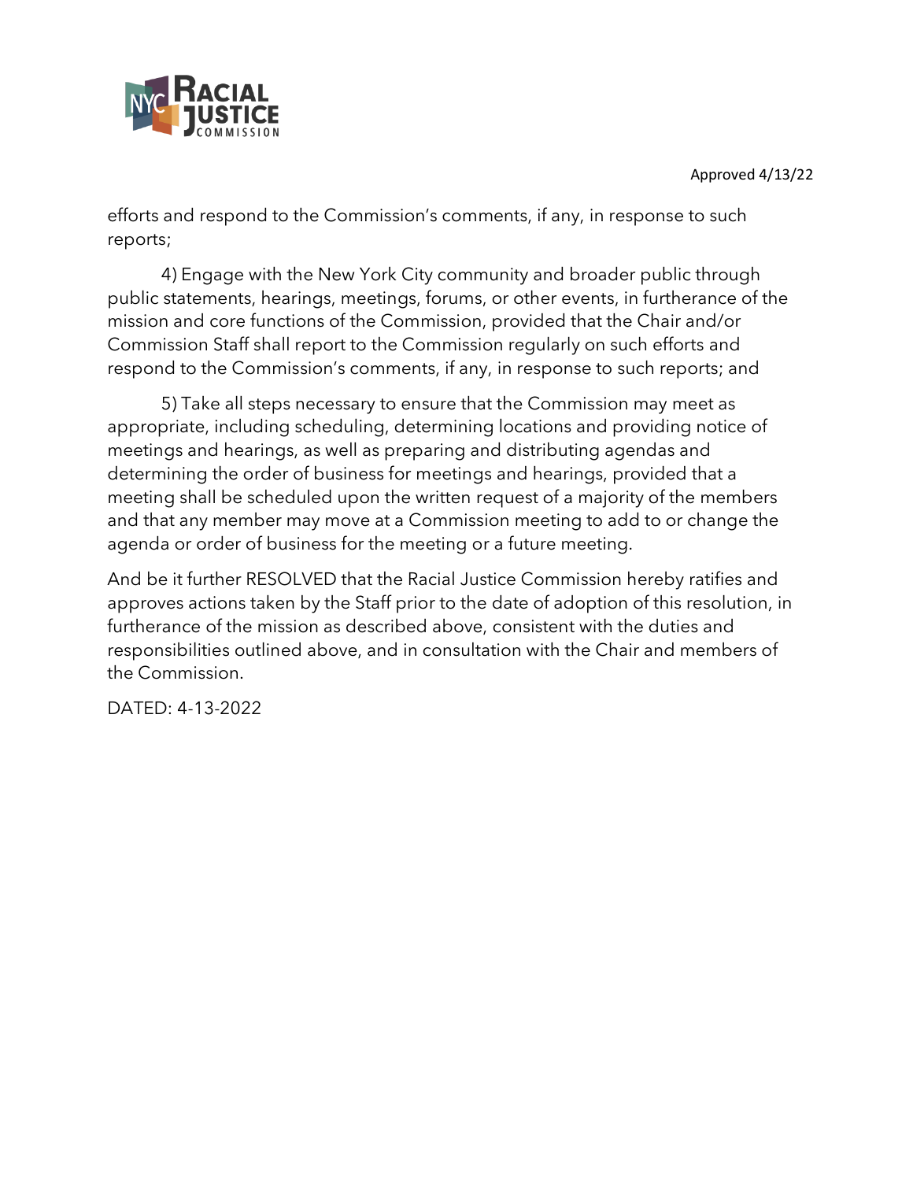efforts and respond to the Commission's comments, if any, in response to such reports;

4) Engage with the New York City community and broader public through public statements, hearings, meetings, forums, or other events, in furtherance of the mission and core functions of the Commission, provided that the Chair and/or Commission Staff shall report to the Commission regularly on such efforts and respond to the Commission's comments, if any, in response to such reports; and

5) Take all steps necessary to ensure that the Commission may meet as appropriate, including scheduling, determining locations and providing notice of meetings and hearings, as well as preparing and distributing agendas and determining the order of business for meetings and hearings, provided that a meeting shall be scheduled upon the written request of a majority of the members and that any member may move at a Commission meeting to add to or change the agenda or order of business for the meeting or a future meeting.

And be it further RESOLVED that the Racial Justice Commission hereby ratifies and approves actions taken by the Staff prior to the date of adoption of this resolution, in furtherance of the mission as described above, consistent with the duties and responsibilities outlined above, and in consultation with the Chair and members of the Commission.

DATED: 4-13-2022